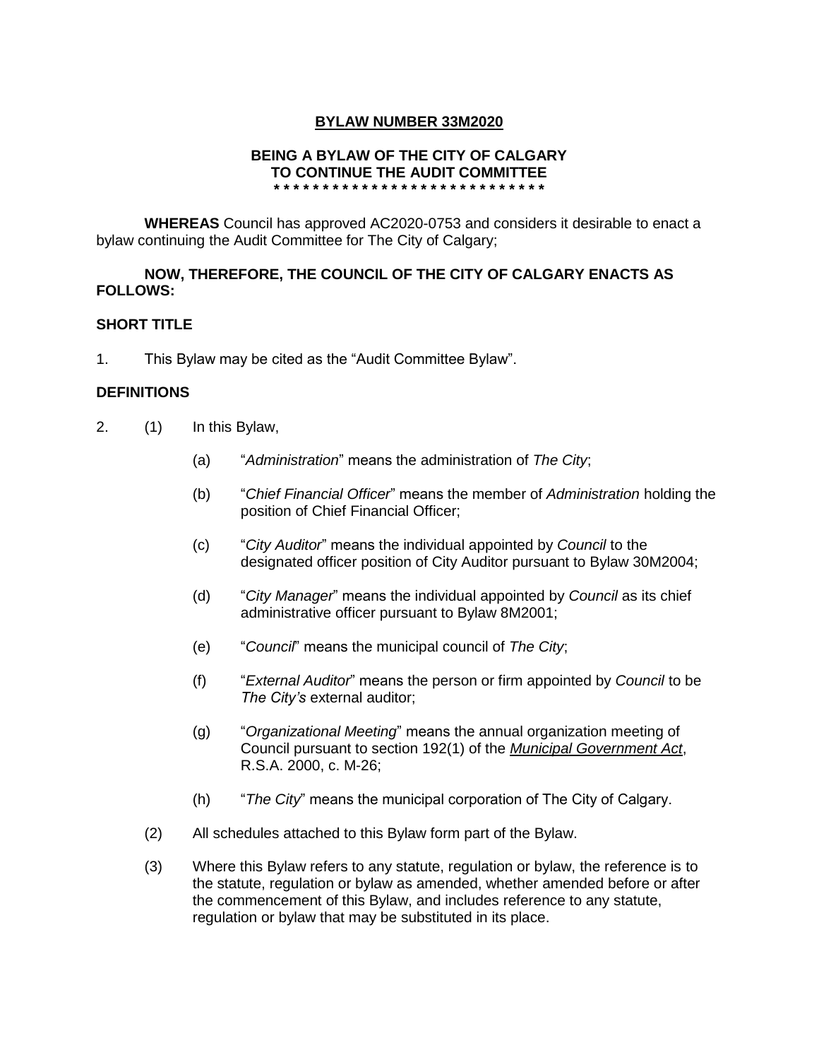# BYLAW NUMBER 33M2020

## BEING A BYLAW OF THE CITY OF CALGARY TO CONTINUE THE AUDIT COMMITTEE

* * * * * * * * * * * * * * * * * * * * * * * * * * * * *

**WHEREAS** Council has approved AC2020-0753 and considers it desirable to enact a bylaw continuing the Audit Committee for The City of Calgary;

**NOW, THEREFORE, THE COUNCIL OF THE CITY OF CALGARY ENACTS AS FOLLOWS:**

### SHORT TITLE

1. This Bylaw may be cited as the "Audit Committee Bylaw".

### DEFINITIONS

2. (1) In this Bylaw,

   (a) "*Administration*" means the administration of *The City*;

   (b) "*Chief Financial Officer*" means the member of *Administration* holding the position of Chief Financial Officer;

   (c) "*City Auditor*" means the individual appointed by *Council* to the designated officer position of City Auditor pursuant to Bylaw 30M2004;

   (d) "*City Manager*" means the individual appointed by *Council* as its chief administrative officer pursuant to Bylaw 8M2001;

   (e) "*Council*" means the municipal council of *The City*;

   (f) "*External Auditor*" means the person or firm appointed by *Council* to be *The City's* external auditor;

   (g) "*Organizational Meeting*" means the annual organization meeting of Council pursuant to section 192(1) of the *Municipal Government Act*, R.S.A. 2000, c. M-26;

   (h) "*The City*" means the municipal corporation of The City of Calgary.

   (2) All schedules attached to this Bylaw form part of the Bylaw.

   (3) Where this Bylaw refers to any statute, regulation or bylaw, the reference is to the statute, regulation or bylaw as amended, whether amended before or after the commencement of this Bylaw, and includes reference to any statute, regulation or bylaw that may be substituted in its place.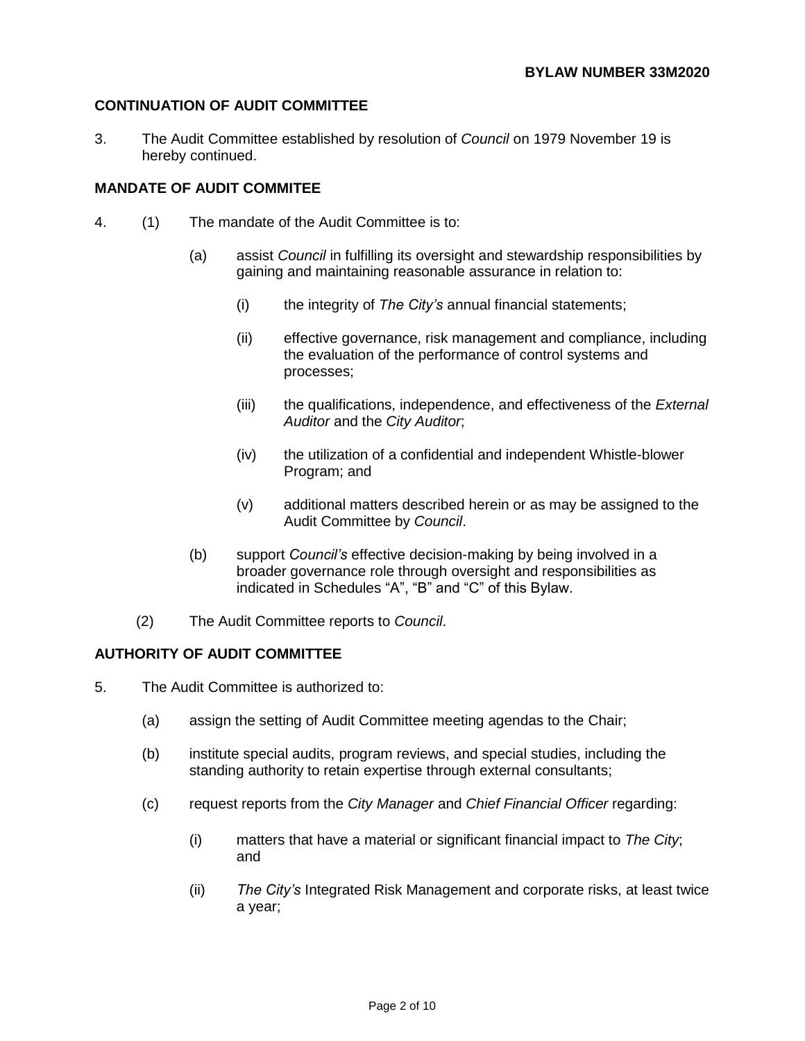## CONTINUATION OF AUDIT COMMITTEE

3. The Audit Committee established by resolution of *Council* on 1979 November 19 is hereby continued.

## MANDATE OF AUDIT COMMITEE

4. (1) The mandate of the Audit Committee is to:

   (a) assist *Council* in fulfilling its oversight and stewardship responsibilities by gaining and maintaining reasonable assurance in relation to:

      (i) the integrity of *The City's* annual financial statements;

      (ii) effective governance, risk management and compliance, including the evaluation of the performance of control systems and processes;

      (iii) the qualifications, independence, and effectiveness of the *External Auditor* and the *City Auditor*;

      (iv) the utilization of a confidential and independent Whistle-blower Program; and

      (v) additional matters described herein or as may be assigned to the Audit Committee by *Council*.

   (b) support *Council's* effective decision-making by being involved in a broader governance role through oversight and responsibilities as indicated in Schedules "A", "B" and "C" of this Bylaw.

   (2) The Audit Committee reports to *Council*.

## AUTHORITY OF AUDIT COMMITTEE

5. The Audit Committee is authorized to:

   (a) assign the setting of Audit Committee meeting agendas to the Chair;

   (b) institute special audits, program reviews, and special studies, including the standing authority to retain expertise through external consultants;

   (c) request reports from the *City Manager* and *Chief Financial Officer* regarding:

      (i) matters that have a material or significant financial impact to *The City*; and

      (ii) *The City's* Integrated Risk Management and corporate risks, at least twice a year;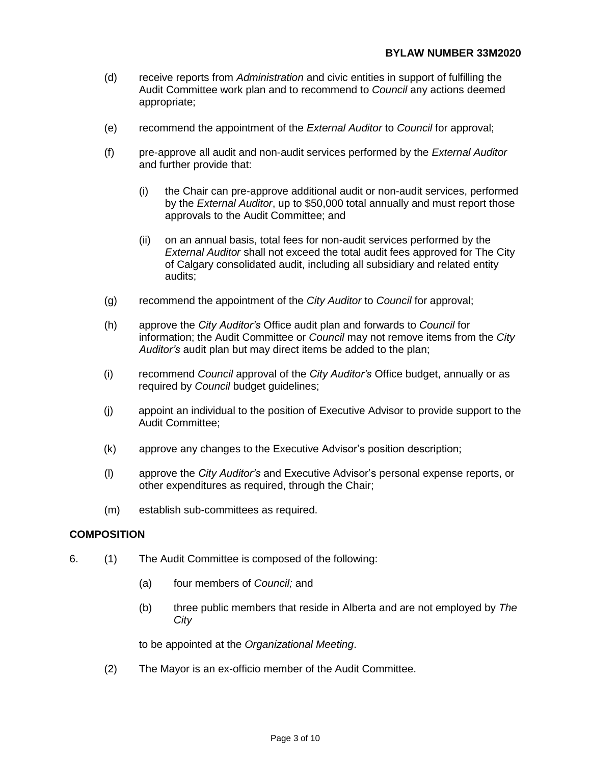(d) receive reports from *Administration* and civic entities in support of fulfilling the Audit Committee work plan and to recommend to *Council* any actions deemed appropriate;

(e) recommend the appointment of the *External Auditor* to *Council* for approval;

(f) pre-approve all audit and non-audit services performed by the *External Auditor* and further provide that:

  (i) the Chair can pre-approve additional audit or non-audit services, performed by the *External Auditor*, up to $50,000 total annually and must report those approvals to the Audit Committee; and

  (ii) on an annual basis, total fees for non-audit services performed by the *External Auditor* shall not exceed the total audit fees approved for The City of Calgary consolidated audit, including all subsidiary and related entity audits;

(g) recommend the appointment of the *City Auditor* to *Council* for approval;

(h) approve the *City Auditor's* Office audit plan and forwards to *Council* for information; the Audit Committee or *Council* may not remove items from the *City Auditor's* audit plan but may direct items be added to the plan;

(i) recommend *Council* approval of the *City Auditor's* Office budget, annually or as required by *Council* budget guidelines;

(j) appoint an individual to the position of Executive Advisor to provide support to the Audit Committee;

(k) approve any changes to the Executive Advisor's position description;

(l) approve the *City Auditor's* and Executive Advisor's personal expense reports, or other expenditures as required, through the Chair;

(m) establish sub-committees as required.

**COMPOSITION**

6. (1) The Audit Committee is composed of the following:

  (a) four members of *Council;* and

  (b) three public members that reside in Alberta and are not employed by *The City*

  to be appointed at the *Organizational Meeting*.

(2) The Mayor is an ex-officio member of the Audit Committee.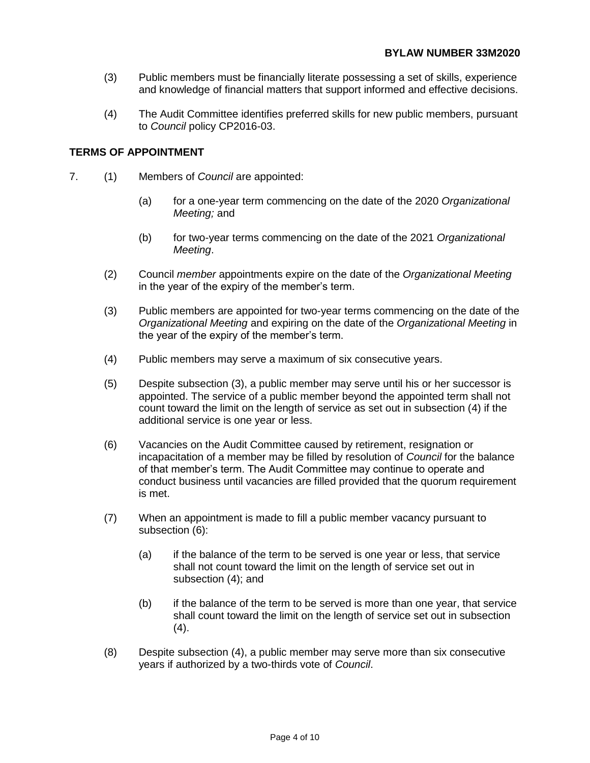(3) Public members must be financially literate possessing a set of skills, experience and knowledge of financial matters that support informed and effective decisions.

(4) The Audit Committee identifies preferred skills for new public members, pursuant to *Council* policy CP2016-03.

**TERMS OF APPOINTMENT**

7. (1) Members of *Council* are appointed:

   (a) for a one-year term commencing on the date of the 2020 *Organizational Meeting;* and

   (b) for two-year terms commencing on the date of the 2021 *Organizational Meeting*.

(2) Council *member* appointments expire on the date of the *Organizational Meeting* in the year of the expiry of the member's term.

(3) Public members are appointed for two-year terms commencing on the date of the *Organizational Meeting* and expiring on the date of the *Organizational Meeting* in the year of the expiry of the member's term.

(4) Public members may serve a maximum of six consecutive years.

(5) Despite subsection (3), a public member may serve until his or her successor is appointed. The service of a public member beyond the appointed term shall not count toward the limit on the length of service as set out in subsection (4) if the additional service is one year or less.

(6) Vacancies on the Audit Committee caused by retirement, resignation or incapacitation of a member may be filled by resolution of *Council* for the balance of that member's term. The Audit Committee may continue to operate and conduct business until vacancies are filled provided that the quorum requirement is met.

(7) When an appointment is made to fill a public member vacancy pursuant to subsection (6):

   (a) if the balance of the term to be served is one year or less, that service shall not count toward the limit on the length of service set out in subsection (4); and

   (b) if the balance of the term to be served is more than one year, that service shall count toward the limit on the length of service set out in subsection (4).

(8) Despite subsection (4), a public member may serve more than six consecutive years if authorized by a two-thirds vote of *Council*.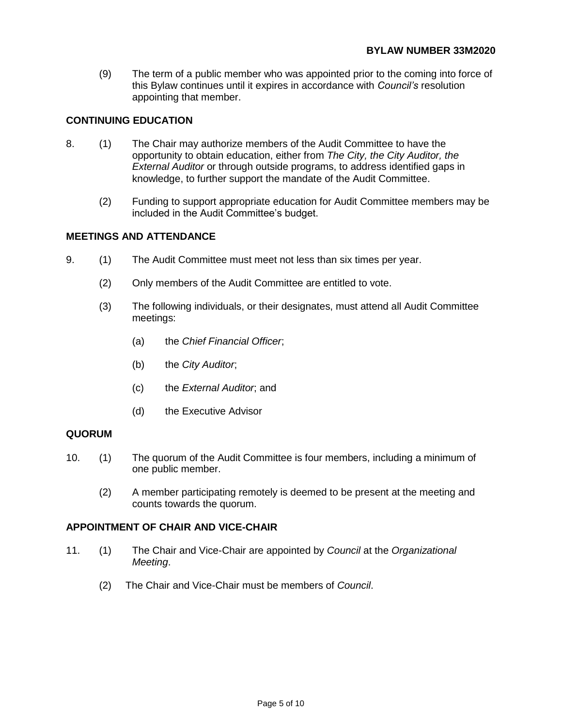(9) The term of a public member who was appointed prior to the coming into force of this Bylaw continues until it expires in accordance with *Council's* resolution appointing that member.

## CONTINUING EDUCATION

8. (1) The Chair may authorize members of the Audit Committee to have the opportunity to obtain education, either from *The City, the City Auditor, the External Auditor* or through outside programs, to address identified gaps in knowledge, to further support the mandate of the Audit Committee.

   (2) Funding to support appropriate education for Audit Committee members may be included in the Audit Committee's budget.

## MEETINGS AND ATTENDANCE

9. (1) The Audit Committee must meet not less than six times per year.

   (2) Only members of the Audit Committee are entitled to vote.

   (3) The following individuals, or their designates, must attend all Audit Committee meetings:

      (a) the *Chief Financial Officer*;

      (b) the *City Auditor*;

      (c) the *External Auditor*; and

      (d) the Executive Advisor

## QUORUM

10. (1) The quorum of the Audit Committee is four members, including a minimum of one public member.

    (2) A member participating remotely is deemed to be present at the meeting and counts towards the quorum.

## APPOINTMENT OF CHAIR AND VICE-CHAIR

11. (1) The Chair and Vice-Chair are appointed by *Council* at the *Organizational Meeting*.

    (2) The Chair and Vice-Chair must be members of *Council*.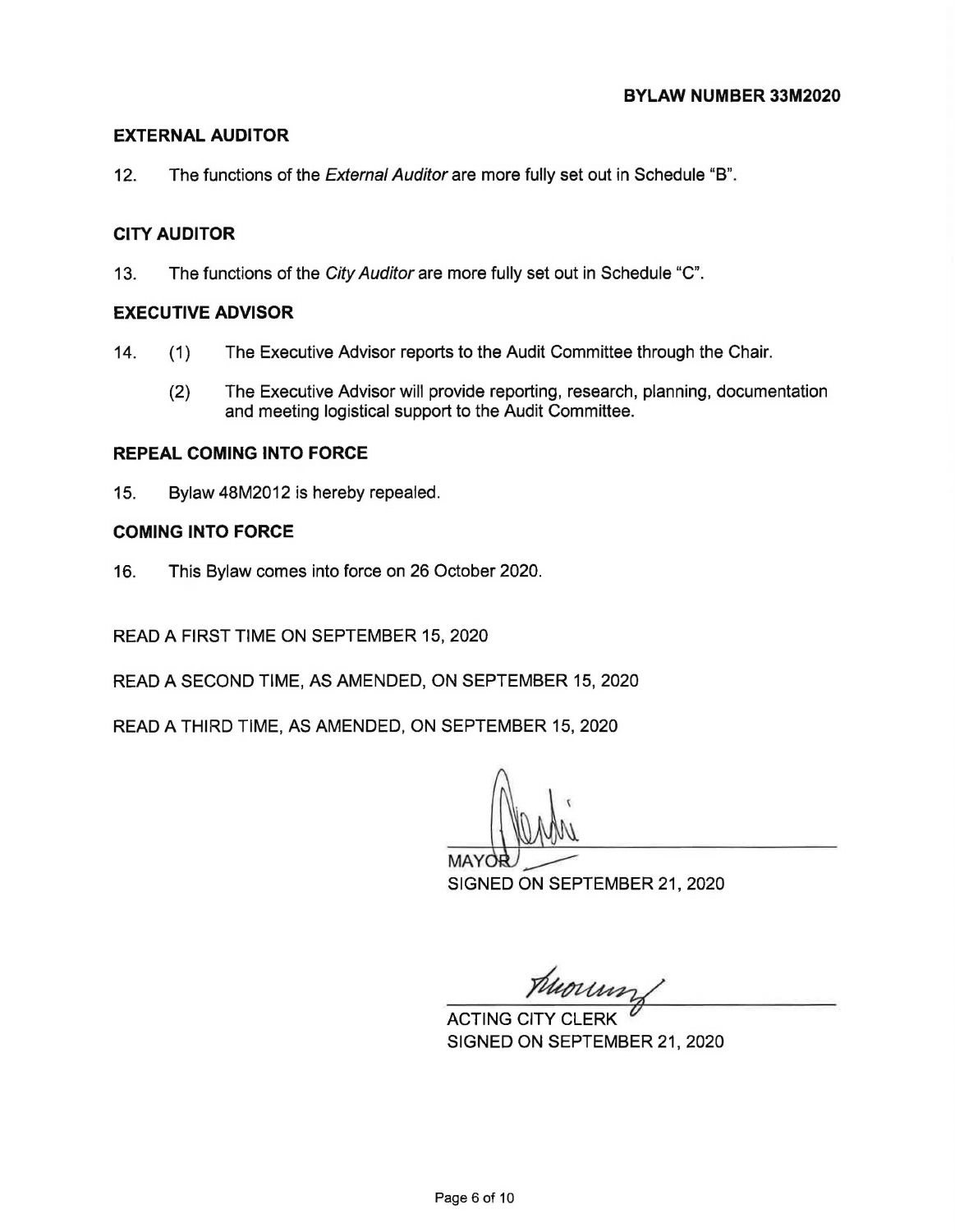**BYLAW NUMBER 33M2020**

## EXTERNAL AUDITOR

12. The functions of the *External Auditor* are more fully set out in Schedule "B".

## CITY AUDITOR

13. The functions of the *City Auditor* are more fully set out in Schedule "C".

## EXECUTIVE ADVISOR

14. (1) The Executive Advisor reports to the Audit Committee through the Chair.

    (2) The Executive Advisor will provide reporting, research, planning, documentation and meeting logistical support to the Audit Committee.

## REPEAL COMING INTO FORCE

15. Bylaw 48M2012 is hereby repealed.

## COMING INTO FORCE

16. This Bylaw comes into force on 26 October 2020.

READ A FIRST TIME ON SEPTEMBER 15, 2020

READ A SECOND TIME, AS AMENDED, ON SEPTEMBER 15, 2020

READ A THIRD TIME, AS AMENDED, ON SEPTEMBER 15, 2020

MAYOR
SIGNED ON SEPTEMBER 21, 2020

ACTING CITY CLERK
SIGNED ON SEPTEMBER 21, 2020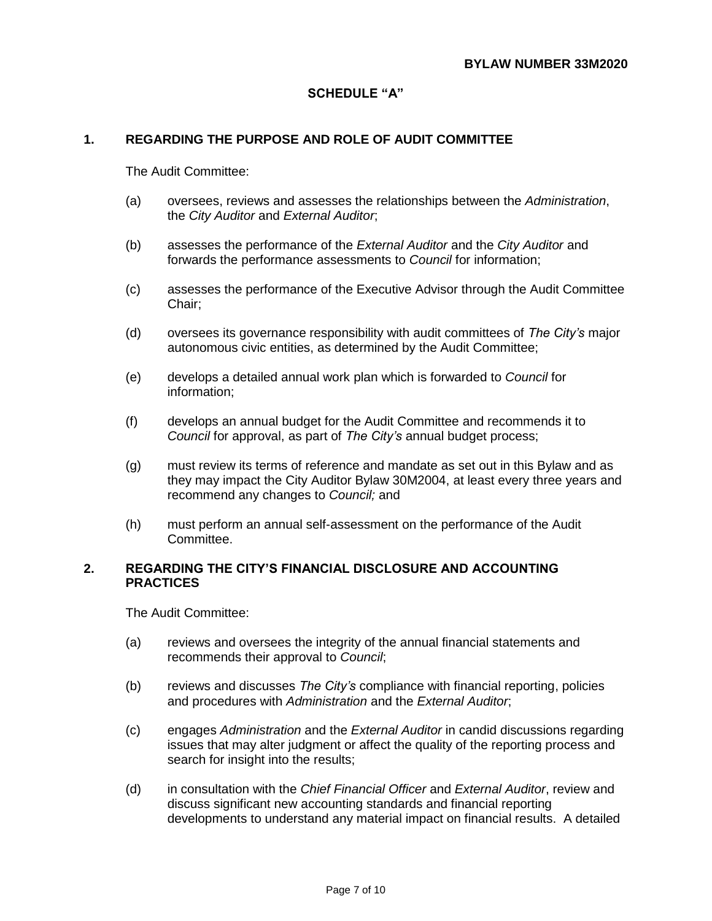**BYLAW NUMBER 33M2020**

## SCHEDULE "A"

### 1. REGARDING THE PURPOSE AND ROLE OF AUDIT COMMITTEE

The Audit Committee:

(a) oversees, reviews and assesses the relationships between the *Administration*, the *City Auditor* and *External Auditor*;

(b) assesses the performance of the *External Auditor* and the *City Auditor* and forwards the performance assessments to *Council* for information;

(c) assesses the performance of the Executive Advisor through the Audit Committee Chair;

(d) oversees its governance responsibility with audit committees of *The City's* major autonomous civic entities, as determined by the Audit Committee;

(e) develops a detailed annual work plan which is forwarded to *Council* for information;

(f) develops an annual budget for the Audit Committee and recommends it to *Council* for approval, as part of *The City's* annual budget process;

(g) must review its terms of reference and mandate as set out in this Bylaw and as they may impact the City Auditor Bylaw 30M2004, at least every three years and recommend any changes to *Council;* and

(h) must perform an annual self-assessment on the performance of the Audit Committee.

### 2. REGARDING THE CITY'S FINANCIAL DISCLOSURE AND ACCOUNTING PRACTICES

The Audit Committee:

(a) reviews and oversees the integrity of the annual financial statements and recommends their approval to *Council*;

(b) reviews and discusses *The City's* compliance with financial reporting, policies and procedures with *Administration* and the *External Auditor*;

(c) engages *Administration* and the *External Auditor* in candid discussions regarding issues that may alter judgment or affect the quality of the reporting process and search for insight into the results;

(d) in consultation with the *Chief Financial Officer* and *External Auditor*, review and discuss significant new accounting standards and financial reporting developments to understand any material impact on financial results. A detailed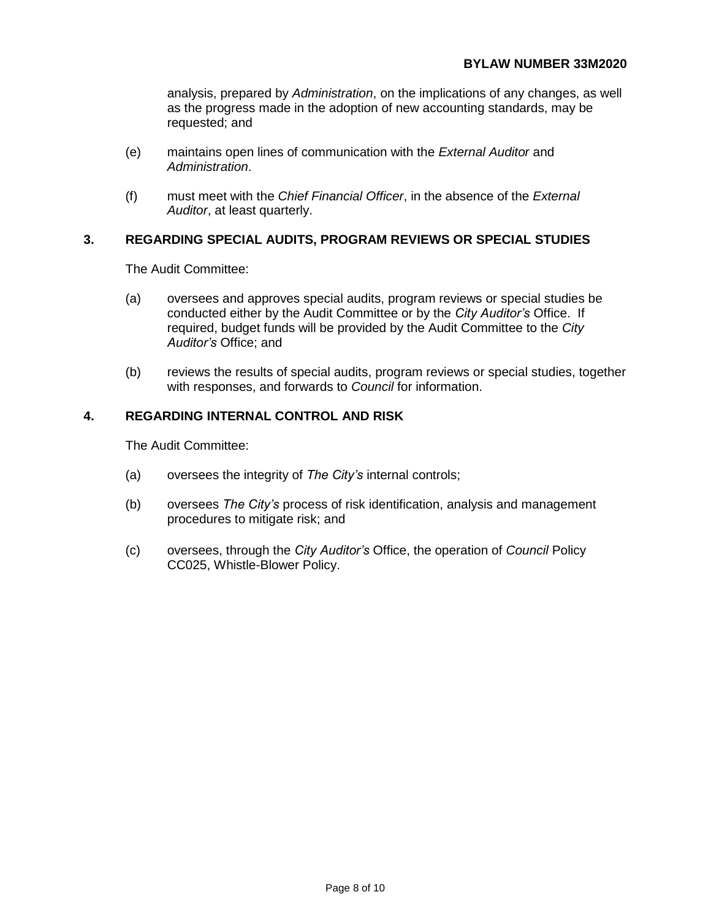analysis, prepared by *Administration*, on the implications of any changes, as well as the progress made in the adoption of new accounting standards, may be requested; and

(e) maintains open lines of communication with the *External Auditor* and *Administration*.

(f) must meet with the *Chief Financial Officer*, in the absence of the *External Auditor*, at least quarterly.

## 3. REGARDING SPECIAL AUDITS, PROGRAM REVIEWS OR SPECIAL STUDIES

The Audit Committee:

(a) oversees and approves special audits, program reviews or special studies be conducted either by the Audit Committee or by the *City Auditor's* Office. If required, budget funds will be provided by the Audit Committee to the *City Auditor's* Office; and

(b) reviews the results of special audits, program reviews or special studies, together with responses, and forwards to *Council* for information.

## 4. REGARDING INTERNAL CONTROL AND RISK

The Audit Committee:

(a) oversees the integrity of *The City's* internal controls;

(b) oversees *The City's* process of risk identification, analysis and management procedures to mitigate risk; and

(c) oversees, through the *City Auditor's* Office, the operation of *Council* Policy CC025, Whistle-Blower Policy.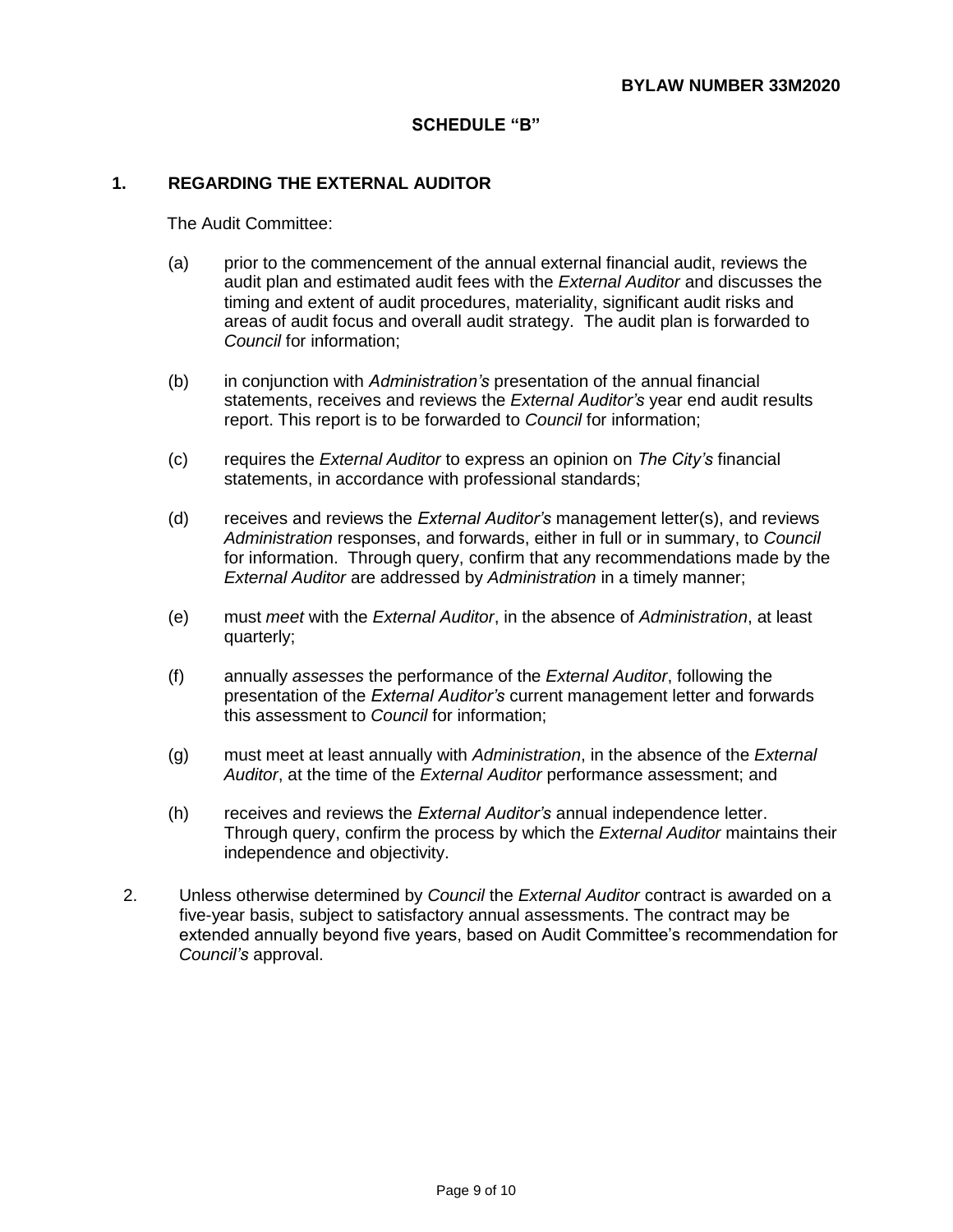**BYLAW NUMBER 33M2020**

## SCHEDULE "B"

### 1. REGARDING THE EXTERNAL AUDITOR

The Audit Committee:

(a) prior to the commencement of the annual external financial audit, reviews the audit plan and estimated audit fees with the *External Auditor* and discusses the timing and extent of audit procedures, materiality, significant audit risks and areas of audit focus and overall audit strategy. The audit plan is forwarded to *Council* for information;

(b) in conjunction with *Administration's* presentation of the annual financial statements, receives and reviews the *External Auditor's* year end audit results report. This report is to be forwarded to *Council* for information;

(c) requires the *External Auditor* to express an opinion on *The City's* financial statements, in accordance with professional standards;

(d) receives and reviews the *External Auditor's* management letter(s), and reviews *Administration* responses, and forwards, either in full or in summary, to *Council* for information. Through query, confirm that any recommendations made by the *External Auditor* are addressed by *Administration* in a timely manner;

(e) must *meet* with the *External Auditor*, in the absence of *Administration*, at least quarterly;

(f) annually *assesses* the performance of the *External Auditor*, following the presentation of the *External Auditor's* current management letter and forwards this assessment to *Council* for information;

(g) must meet at least annually with *Administration*, in the absence of the *External Auditor*, at the time of the *External Auditor* performance assessment; and

(h) receives and reviews the *External Auditor's* annual independence letter. Through query, confirm the process by which the *External Auditor* maintains their independence and objectivity.

2. Unless otherwise determined by *Council* the *External Auditor* contract is awarded on a five-year basis, subject to satisfactory annual assessments. The contract may be extended annually beyond five years, based on Audit Committee's recommendation for *Council's* approval.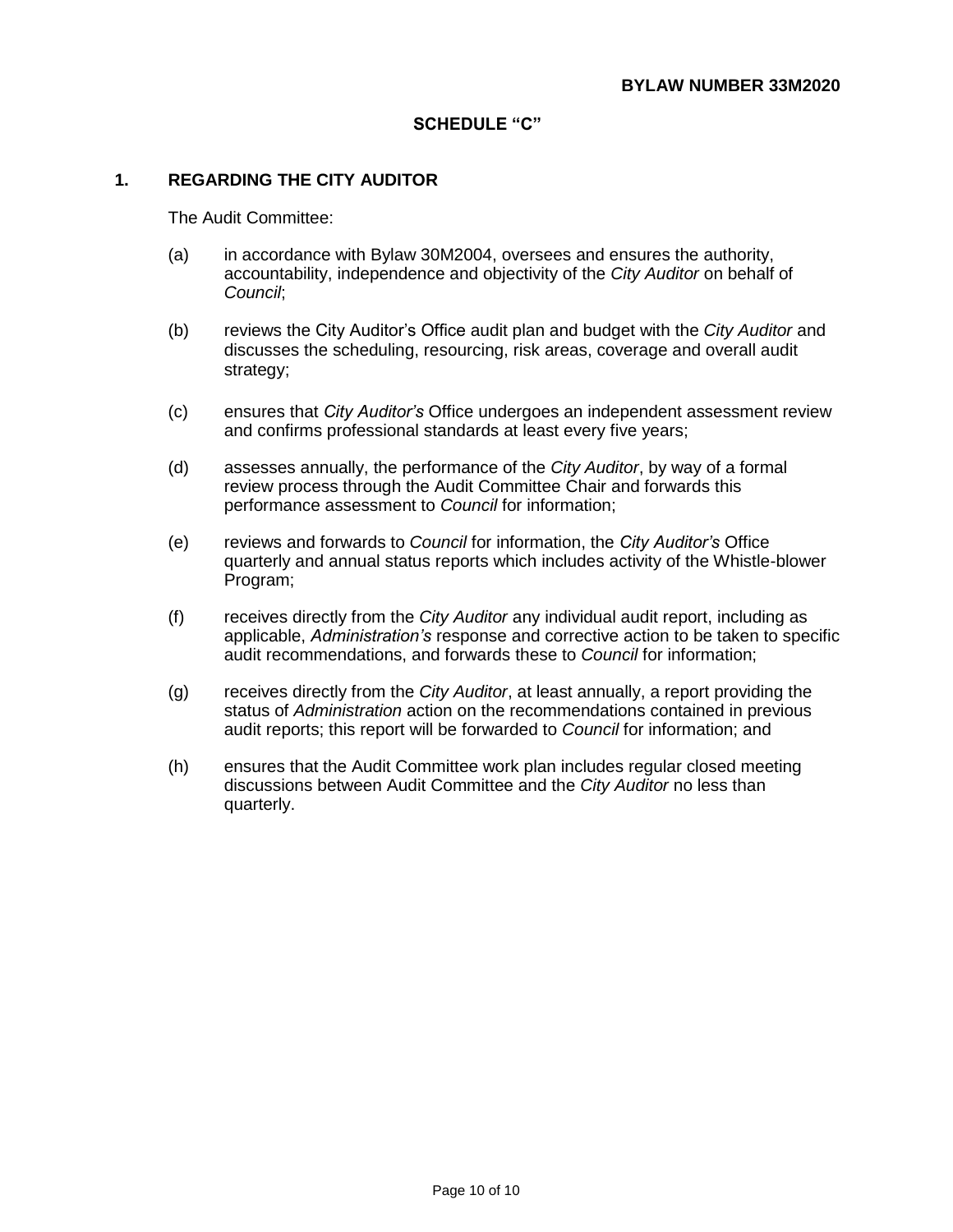**BYLAW NUMBER 33M2020**

## SCHEDULE "C"

### 1. REGARDING THE CITY AUDITOR

The Audit Committee:

(a) in accordance with Bylaw 30M2004, oversees and ensures the authority, accountability, independence and objectivity of the *City Auditor* on behalf of *Council*;

(b) reviews the City Auditor's Office audit plan and budget with the *City Auditor* and discusses the scheduling, resourcing, risk areas, coverage and overall audit strategy;

(c) ensures that *City Auditor's* Office undergoes an independent assessment review and confirms professional standards at least every five years;

(d) assesses annually, the performance of the *City Auditor*, by way of a formal review process through the Audit Committee Chair and forwards this performance assessment to *Council* for information;

(e) reviews and forwards to *Council* for information, the *City Auditor's* Office quarterly and annual status reports which includes activity of the Whistle-blower Program;

(f) receives directly from the *City Auditor* any individual audit report, including as applicable, *Administration's* response and corrective action to be taken to specific audit recommendations, and forwards these to *Council* for information;

(g) receives directly from the *City Auditor*, at least annually, a report providing the status of *Administration* action on the recommendations contained in previous audit reports; this report will be forwarded to *Council* for information; and

(h) ensures that the Audit Committee work plan includes regular closed meeting discussions between Audit Committee and the *City Auditor* no less than quarterly.